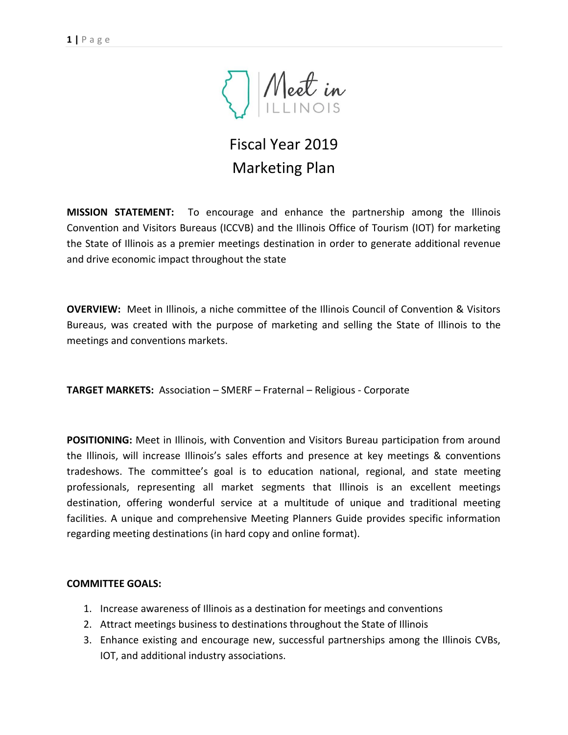Meet in ILLINOIS

# Fiscal Year 2019 Marketing Plan

**MISSION STATEMENT:** To encourage and enhance the partnership among the Illinois Convention and Visitors Bureaus (ICCVB) and the Illinois Office of Tourism (IOT) for marketing the State of Illinois as a premier meetings destination in order to generate additional revenue and drive economic impact throughout the state

**OVERVIEW:** Meet in Illinois, a niche committee of the Illinois Council of Convention & Visitors Bureaus, was created with the purpose of marketing and selling the State of Illinois to the meetings and conventions markets.

**TARGET MARKETS:** Association – SMERF – Fraternal – Religious - Corporate

**POSITIONING:** Meet in Illinois, with Convention and Visitors Bureau participation from around the Illinois, will increase Illinois's sales efforts and presence at key meetings & conventions tradeshows. The committee's goal is to education national, regional, and state meeting professionals, representing all market segments that Illinois is an excellent meetings destination, offering wonderful service at a multitude of unique and traditional meeting facilities. A unique and comprehensive Meeting Planners Guide provides specific information regarding meeting destinations (in hard copy and online format).

**COMMITTEE GOALS:**

1. Increase awareness of Illinois as a destination for meetings and conventions
2. Attract meetings business to destinations throughout the State of Illinois
3. Enhance existing and encourage new, successful partnerships among the Illinois CVBs, IOT, and additional industry associations.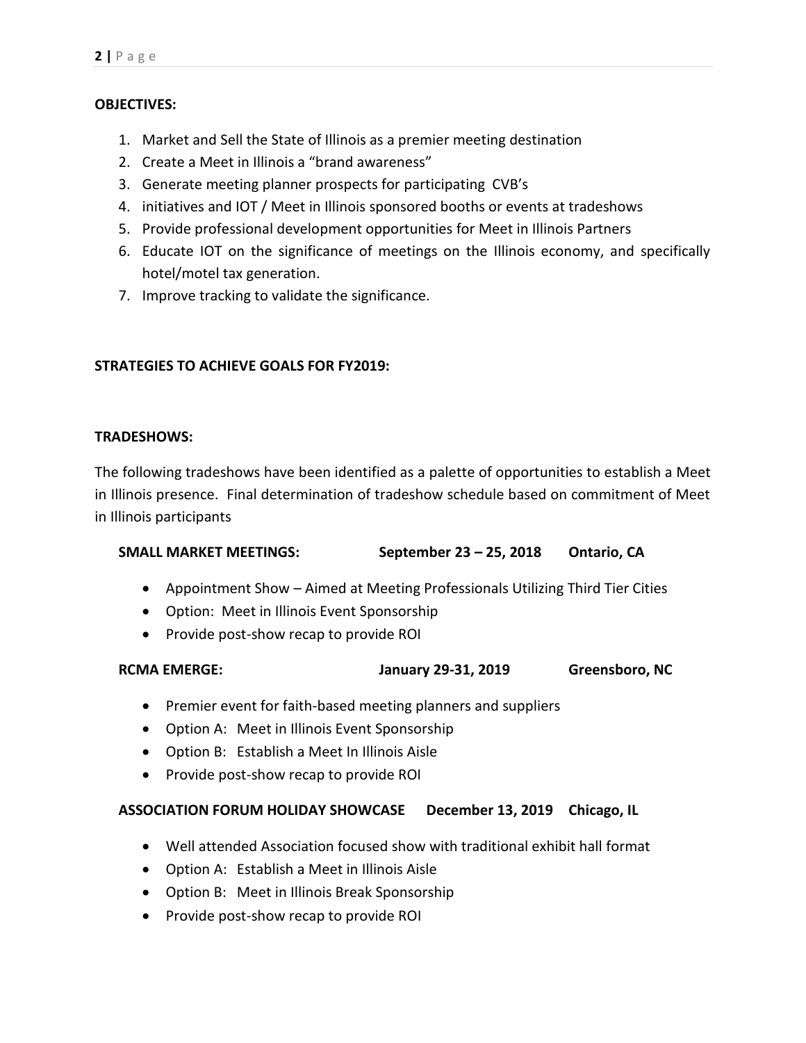**OBJECTIVES:**

1. Market and Sell the State of Illinois as a premier meeting destination
2. Create a Meet in Illinois a "brand awareness"
3. Generate meeting planner prospects for participating CVB's
4. initiatives and IOT / Meet in Illinois sponsored booths or events at tradeshows
5. Provide professional development opportunities for Meet in Illinois Partners
6. Educate IOT on the significance of meetings on the Illinois economy, and specifically hotel/motel tax generation.
7. Improve tracking to validate the significance.

**STRATEGIES TO ACHIEVE GOALS FOR FY2019:**

**TRADESHOWS:**

The following tradeshows have been identified as a palette of opportunities to establish a Meet in Illinois presence. Final determination of tradeshow schedule based on commitment of Meet in Illinois participants

**SMALL MARKET MEETINGS: September 23 – 25, 2018 Ontario, CA**

- Appointment Show – Aimed at Meeting Professionals Utilizing Third Tier Cities
- Option: Meet in Illinois Event Sponsorship
- Provide post-show recap to provide ROI

**RCMA EMERGE: January 29-31, 2019 Greensboro, NC**

- Premier event for faith-based meeting planners and suppliers
- Option A: Meet in Illinois Event Sponsorship
- Option B: Establish a Meet In Illinois Aisle
- Provide post-show recap to provide ROI

**ASSOCIATION FORUM HOLIDAY SHOWCASE December 13, 2019 Chicago, IL**

- Well attended Association focused show with traditional exhibit hall format
- Option A: Establish a Meet in Illinois Aisle
- Option B: Meet in Illinois Break Sponsorship
- Provide post-show recap to provide ROI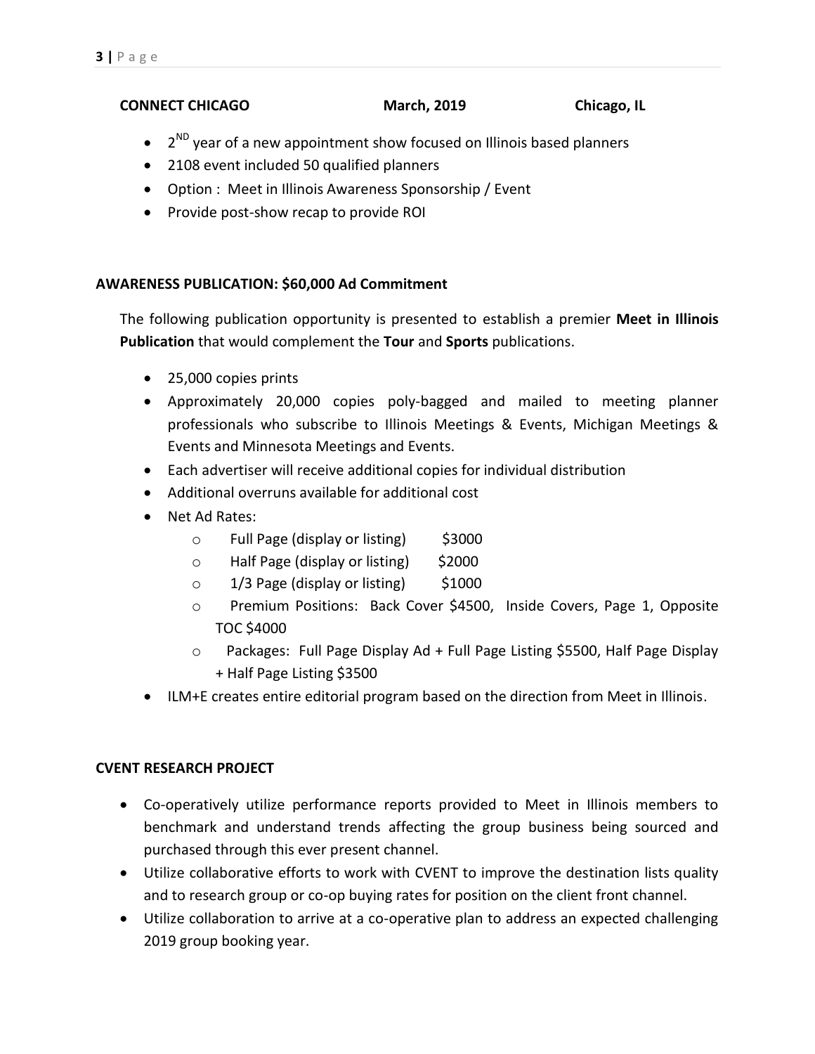**CONNECT CHICAGO** **March, 2019** **Chicago, IL**

- 2[ND] year of a new appointment show focused on Illinois based planners
- 2108 event included 50 qualified planners
- Option : Meet in Illinois Awareness Sponsorship / Event
- Provide post-show recap to provide ROI

**AWARENESS PUBLICATION: $60,000 Ad Commitment**

The following publication opportunity is presented to establish a premier **Meet in Illinois Publication** that would complement the **Tour** and **Sports** publications.

- 25,000 copies prints
- Approximately 20,000 copies poly-bagged and mailed to meeting planner professionals who subscribe to Illinois Meetings & Events, Michigan Meetings & Events and Minnesota Meetings and Events.
- Each advertiser will receive additional copies for individual distribution
- Additional overruns available for additional cost
- Net Ad Rates:
    - Full Page (display or listing) $3000
    - Half Page (display or listing) $2000
    - 1/3 Page (display or listing) $1000
    - Premium Positions: Back Cover $4500, Inside Covers, Page 1, Opposite TOC $4000
    - Packages: Full Page Display Ad + Full Page Listing $5500, Half Page Display + Half Page Listing $3500
- ILM+E creates entire editorial program based on the direction from Meet in Illinois.

**CVENT RESEARCH PROJECT**

- Co-operatively utilize performance reports provided to Meet in Illinois members to benchmark and understand trends affecting the group business being sourced and purchased through this ever present channel.
- Utilize collaborative efforts to work with CVENT to improve the destination lists quality and to research group or co-op buying rates for position on the client front channel.
- Utilize collaboration to arrive at a co-operative plan to address an expected challenging 2019 group booking year.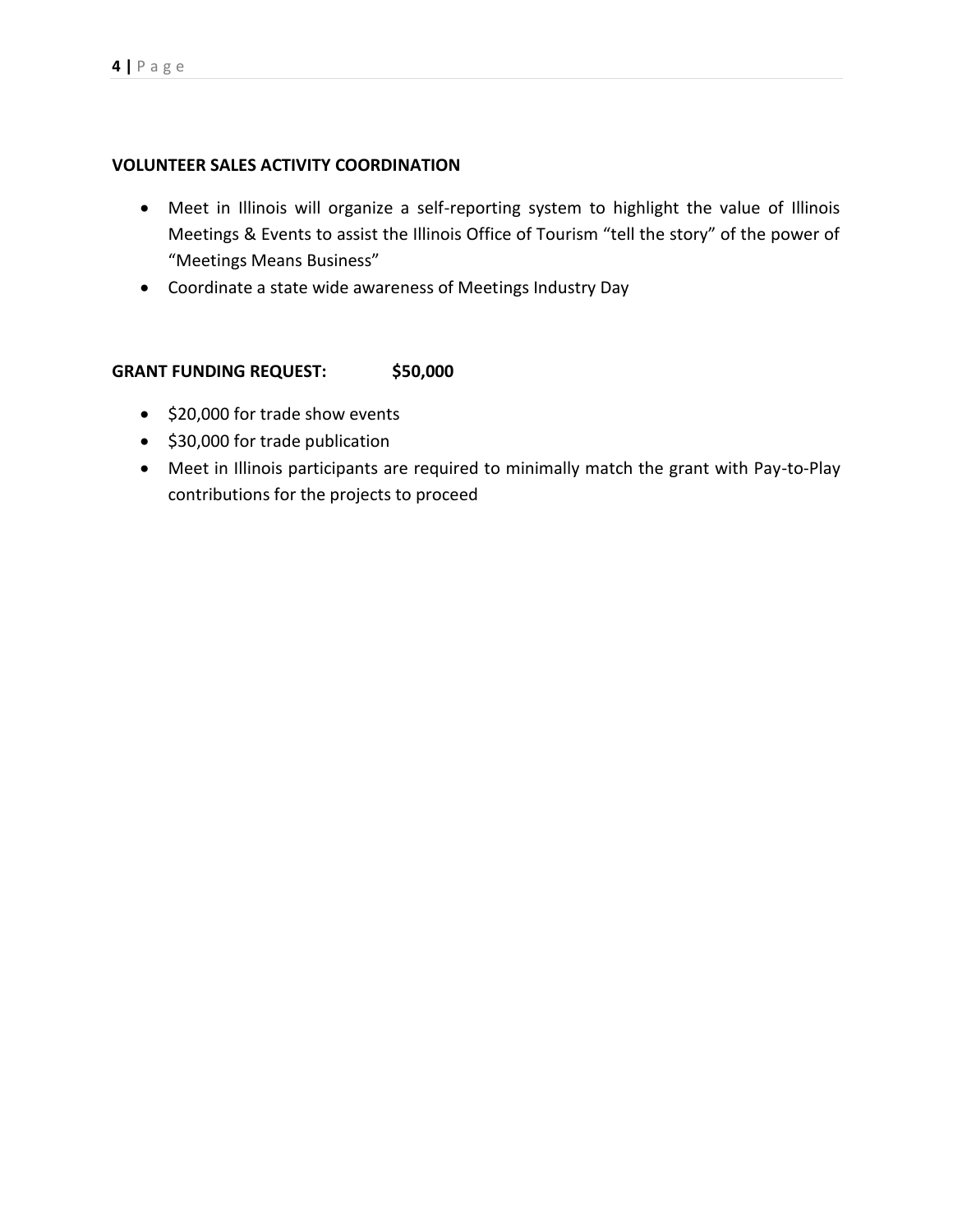**VOLUNTEER SALES ACTIVITY COORDINATION**

- Meet in Illinois will organize a self-reporting system to highlight the value of Illinois Meetings & Events to assist the Illinois Office of Tourism "tell the story" of the power of "Meetings Means Business"
- Coordinate a state wide awareness of Meetings Industry Day

**GRANT FUNDING REQUEST: $50,000**

- $20,000 for trade show events
- $30,000 for trade publication
- Meet in Illinois participants are required to minimally match the grant with Pay-to-Play contributions for the projects to proceed